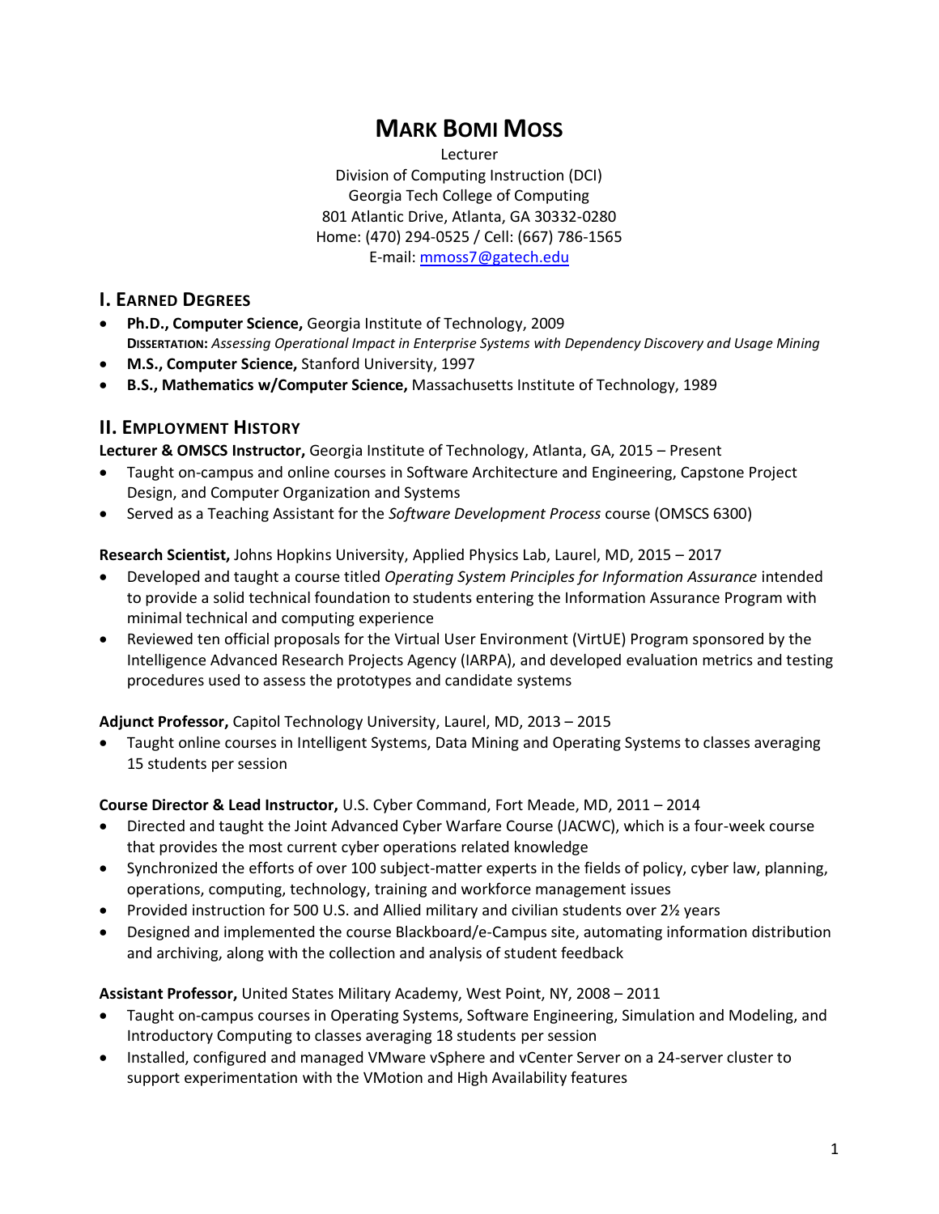# Mark Bomi Moss

Lecturer
Division of Computing Instruction (DCI)
Georgia Tech College of Computing
801 Atlantic Drive, Atlanta, GA 30332-0280
Home: (470) 294-0525 / Cell: (667) 786-1565
E-mail: mmoss7@gatech.edu

## I. Earned Degrees

- **Ph.D., Computer Science,** Georgia Institute of Technology, 2009
  **Dissertation:** *Assessing Operational Impact in Enterprise Systems with Dependency Discovery and Usage Mining*
- **M.S., Computer Science,** Stanford University, 1997
- **B.S., Mathematics w/Computer Science,** Massachusetts Institute of Technology, 1989

## II. Employment History

**Lecturer & OMSCS Instructor,** Georgia Institute of Technology, Atlanta, GA, 2015 – Present

- Taught on-campus and online courses in Software Architecture and Engineering, Capstone Project Design, and Computer Organization and Systems
- Served as a Teaching Assistant for the *Software Development Process* course (OMSCS 6300)

**Research Scientist,** Johns Hopkins University, Applied Physics Lab, Laurel, MD, 2015 – 2017

- Developed and taught a course titled *Operating System Principles for Information Assurance* intended to provide a solid technical foundation to students entering the Information Assurance Program with minimal technical and computing experience
- Reviewed ten official proposals for the Virtual User Environment (VirtUE) Program sponsored by the Intelligence Advanced Research Projects Agency (IARPA), and developed evaluation metrics and testing procedures used to assess the prototypes and candidate systems

**Adjunct Professor,** Capitol Technology University, Laurel, MD, 2013 – 2015

- Taught online courses in Intelligent Systems, Data Mining and Operating Systems to classes averaging 15 students per session

**Course Director & Lead Instructor,** U.S. Cyber Command, Fort Meade, MD, 2011 – 2014

- Directed and taught the Joint Advanced Cyber Warfare Course (JACWC), which is a four-week course that provides the most current cyber operations related knowledge
- Synchronized the efforts of over 100 subject-matter experts in the fields of policy, cyber law, planning, operations, computing, technology, training and workforce management issues
- Provided instruction for 500 U.S. and Allied military and civilian students over 2½ years
- Designed and implemented the course Blackboard/e-Campus site, automating information distribution and archiving, along with the collection and analysis of student feedback

**Assistant Professor,** United States Military Academy, West Point, NY, 2008 – 2011

- Taught on-campus courses in Operating Systems, Software Engineering, Simulation and Modeling, and Introductory Computing to classes averaging 18 students per session
- Installed, configured and managed VMware vSphere and vCenter Server on a 24-server cluster to support experimentation with the VMotion and High Availability features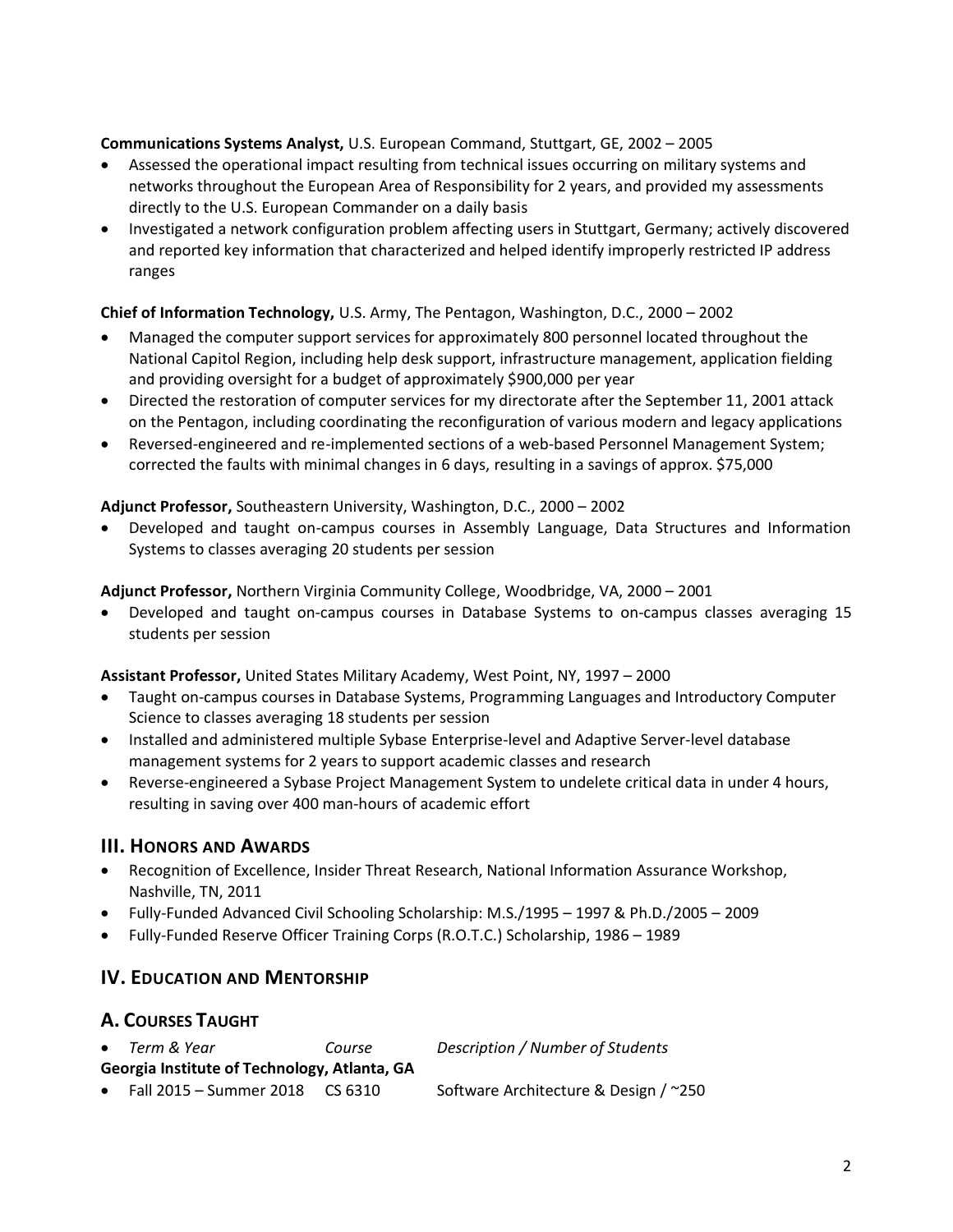**Communications Systems Analyst,** U.S. European Command, Stuttgart, GE, 2002 – 2005

- Assessed the operational impact resulting from technical issues occurring on military systems and networks throughout the European Area of Responsibility for 2 years, and provided my assessments directly to the U.S. European Commander on a daily basis
- Investigated a network configuration problem affecting users in Stuttgart, Germany; actively discovered and reported key information that characterized and helped identify improperly restricted IP address ranges

**Chief of Information Technology,** U.S. Army, The Pentagon, Washington, D.C., 2000 – 2002

- Managed the computer support services for approximately 800 personnel located throughout the National Capitol Region, including help desk support, infrastructure management, application fielding and providing oversight for a budget of approximately $900,000 per year
- Directed the restoration of computer services for my directorate after the September 11, 2001 attack on the Pentagon, including coordinating the reconfiguration of various modern and legacy applications
- Reversed-engineered and re-implemented sections of a web-based Personnel Management System; corrected the faults with minimal changes in 6 days, resulting in a savings of approx. $75,000

**Adjunct Professor,** Southeastern University, Washington, D.C., 2000 – 2002

- Developed and taught on-campus courses in Assembly Language, Data Structures and Information Systems to classes averaging 20 students per session

**Adjunct Professor,** Northern Virginia Community College, Woodbridge, VA, 2000 – 2001

- Developed and taught on-campus courses in Database Systems to on-campus classes averaging 15 students per session

**Assistant Professor,** United States Military Academy, West Point, NY, 1997 – 2000

- Taught on-campus courses in Database Systems, Programming Languages and Introductory Computer Science to classes averaging 18 students per session
- Installed and administered multiple Sybase Enterprise-level and Adaptive Server-level database management systems for 2 years to support academic classes and research
- Reverse-engineered a Sybase Project Management System to undelete critical data in under 4 hours, resulting in saving over 400 man-hours of academic effort

## III. Honors and Awards

- Recognition of Excellence, Insider Threat Research, National Information Assurance Workshop, Nashville, TN, 2011
- Fully-Funded Advanced Civil Schooling Scholarship: M.S./1995 – 1997 & Ph.D./2005 – 2009
- Fully-Funded Reserve Officer Training Corps (R.O.T.C.) Scholarship, 1986 – 1989

## IV. Education and Mentorship

## A. Courses Taught

- *Term & Year* — *Course* — *Description / Number of Students*

**Georgia Institute of Technology, Atlanta, GA**

- Fall 2015 – Summer 2018 — CS 6310 — Software Architecture & Design / ~250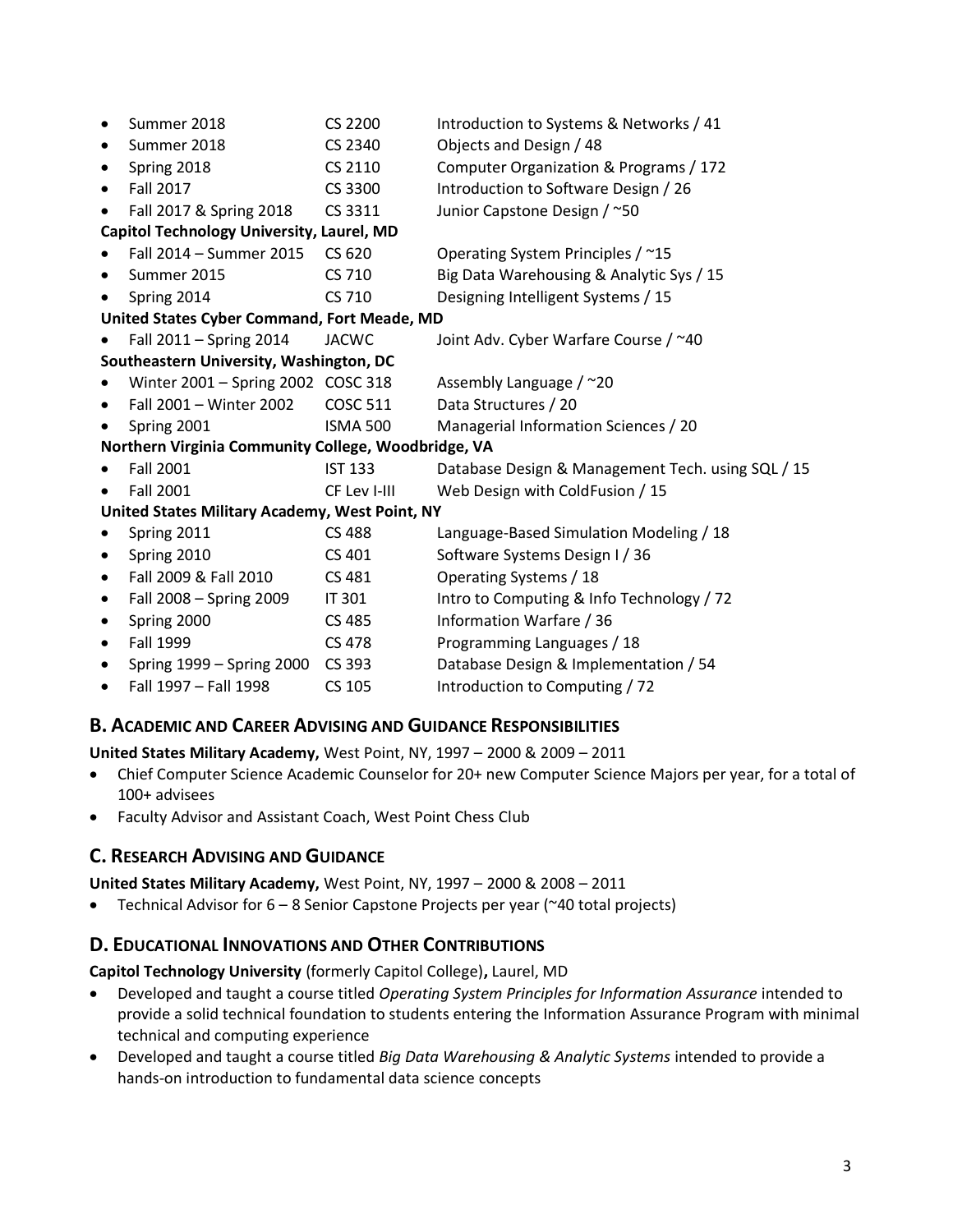- Summer 2018 CS 2200 Introduction to Systems & Networks / 41
- Summer 2018 CS 2340 Objects and Design / 48
- Spring 2018 CS 2110 Computer Organization & Programs / 172
- Fall 2017 CS 3300 Introduction to Software Design / 26
- Fall 2017 & Spring 2018 CS 3311 Junior Capstone Design / ~50

**Capitol Technology University, Laurel, MD**

- Fall 2014 – Summer 2015 CS 620 Operating System Principles / ~15
- Summer 2015 CS 710 Big Data Warehousing & Analytic Sys / 15
- Spring 2014 CS 710 Designing Intelligent Systems / 15

**United States Cyber Command, Fort Meade, MD**

- Fall 2011 – Spring 2014 JACWC Joint Adv. Cyber Warfare Course / ~40

**Southeastern University, Washington, DC**

- Winter 2001 – Spring 2002 COSC 318 Assembly Language / ~20
- Fall 2001 – Winter 2002 COSC 511 Data Structures / 20
- Spring 2001 ISMA 500 Managerial Information Sciences / 20

**Northern Virginia Community College, Woodbridge, VA**

- Fall 2001 IST 133 Database Design & Management Tech. using SQL / 15
- Fall 2001 CF Lev I-III Web Design with ColdFusion / 15

**United States Military Academy, West Point, NY**

- Spring 2011 CS 488 Language-Based Simulation Modeling / 18
- Spring 2010 CS 401 Software Systems Design I / 36
- Fall 2009 & Fall 2010 CS 481 Operating Systems / 18
- Fall 2008 – Spring 2009 IT 301 Intro to Computing & Info Technology / 72
- Spring 2000 CS 485 Information Warfare / 36
- Fall 1999 CS 478 Programming Languages / 18
- Spring 1999 – Spring 2000 CS 393 Database Design & Implementation / 54
- Fall 1997 – Fall 1998 CS 105 Introduction to Computing / 72

## B. Academic and Career Advising and Guidance Responsibilities

**United States Military Academy,** West Point, NY, 1997 – 2000 & 2009 – 2011

- Chief Computer Science Academic Counselor for 20+ new Computer Science Majors per year, for a total of 100+ advisees
- Faculty Advisor and Assistant Coach, West Point Chess Club

## C. Research Advising and Guidance

**United States Military Academy,** West Point, NY, 1997 – 2000 & 2008 – 2011

- Technical Advisor for 6 – 8 Senior Capstone Projects per year (~40 total projects)

## D. Educational Innovations and Other Contributions

**Capitol Technology University** (formerly Capitol College)**,** Laurel, MD

- Developed and taught a course titled *Operating System Principles for Information Assurance* intended to provide a solid technical foundation to students entering the Information Assurance Program with minimal technical and computing experience
- Developed and taught a course titled *Big Data Warehousing & Analytic Systems* intended to provide a hands-on introduction to fundamental data science concepts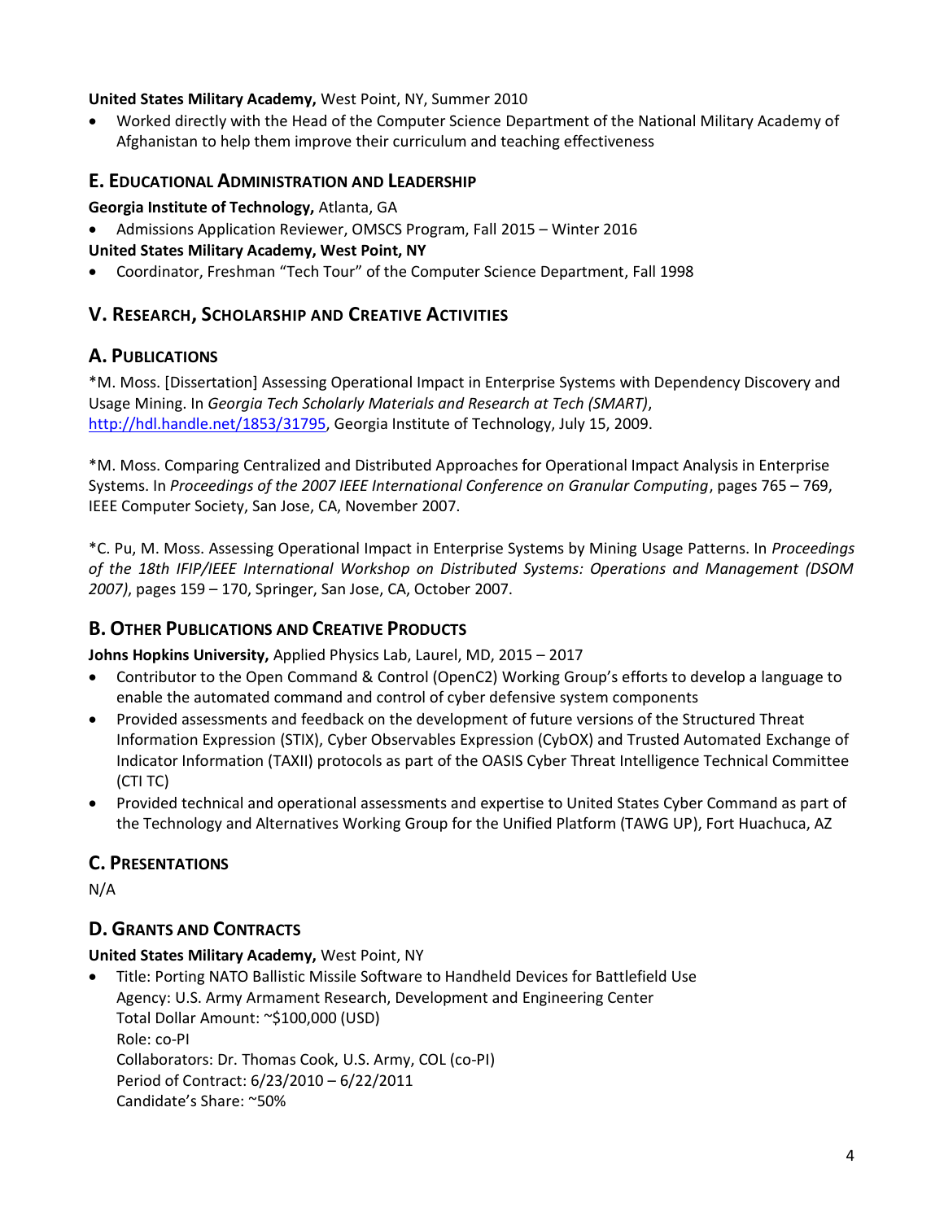**United States Military Academy,** West Point, NY, Summer 2010

- Worked directly with the Head of the Computer Science Department of the National Military Academy of Afghanistan to help them improve their curriculum and teaching effectiveness

### E. Educational Administration and Leadership

**Georgia Institute of Technology,** Atlanta, GA

- Admissions Application Reviewer, OMSCS Program, Fall 2015 – Winter 2016

**United States Military Academy, West Point, NY**

- Coordinator, Freshman "Tech Tour" of the Computer Science Department, Fall 1998

## V. Research, Scholarship and Creative Activities

### A. Publications

*M. Moss. [Dissertation] Assessing Operational Impact in Enterprise Systems with Dependency Discovery and Usage Mining. In *Georgia Tech Scholarly Materials and Research at Tech (SMART)*, http://hdl.handle.net/1853/31795, Georgia Institute of Technology, July 15, 2009.

*M. Moss. Comparing Centralized and Distributed Approaches for Operational Impact Analysis in Enterprise Systems. In *Proceedings of the 2007 IEEE International Conference on Granular Computing*, pages 765 – 769, IEEE Computer Society, San Jose, CA, November 2007.

*C. Pu, M. Moss. Assessing Operational Impact in Enterprise Systems by Mining Usage Patterns. In *Proceedings of the 18th IFIP/IEEE International Workshop on Distributed Systems: Operations and Management (DSOM 2007)*, pages 159 – 170, Springer, San Jose, CA, October 2007.

### B. Other Publications and Creative Products

**Johns Hopkins University,** Applied Physics Lab, Laurel, MD, 2015 – 2017

- Contributor to the Open Command & Control (OpenC2) Working Group's efforts to develop a language to enable the automated command and control of cyber defensive system components
- Provided assessments and feedback on the development of future versions of the Structured Threat Information Expression (STIX), Cyber Observables Expression (CybOX) and Trusted Automated Exchange of Indicator Information (TAXII) protocols as part of the OASIS Cyber Threat Intelligence Technical Committee (CTI TC)
- Provided technical and operational assessments and expertise to United States Cyber Command as part of the Technology and Alternatives Working Group for the Unified Platform (TAWG UP), Fort Huachuca, AZ

### C. Presentations

N/A

### D. Grants and Contracts

**United States Military Academy,** West Point, NY

- Title: Porting NATO Ballistic Missile Software to Handheld Devices for Battlefield Use
  Agency: U.S. Army Armament Research, Development and Engineering Center
  Total Dollar Amount: ~$100,000 (USD)
  Role: co-PI
  Collaborators: Dr. Thomas Cook, U.S. Army, COL (co-PI)
  Period of Contract: 6/23/2010 – 6/22/2011
  Candidate's Share: ~50%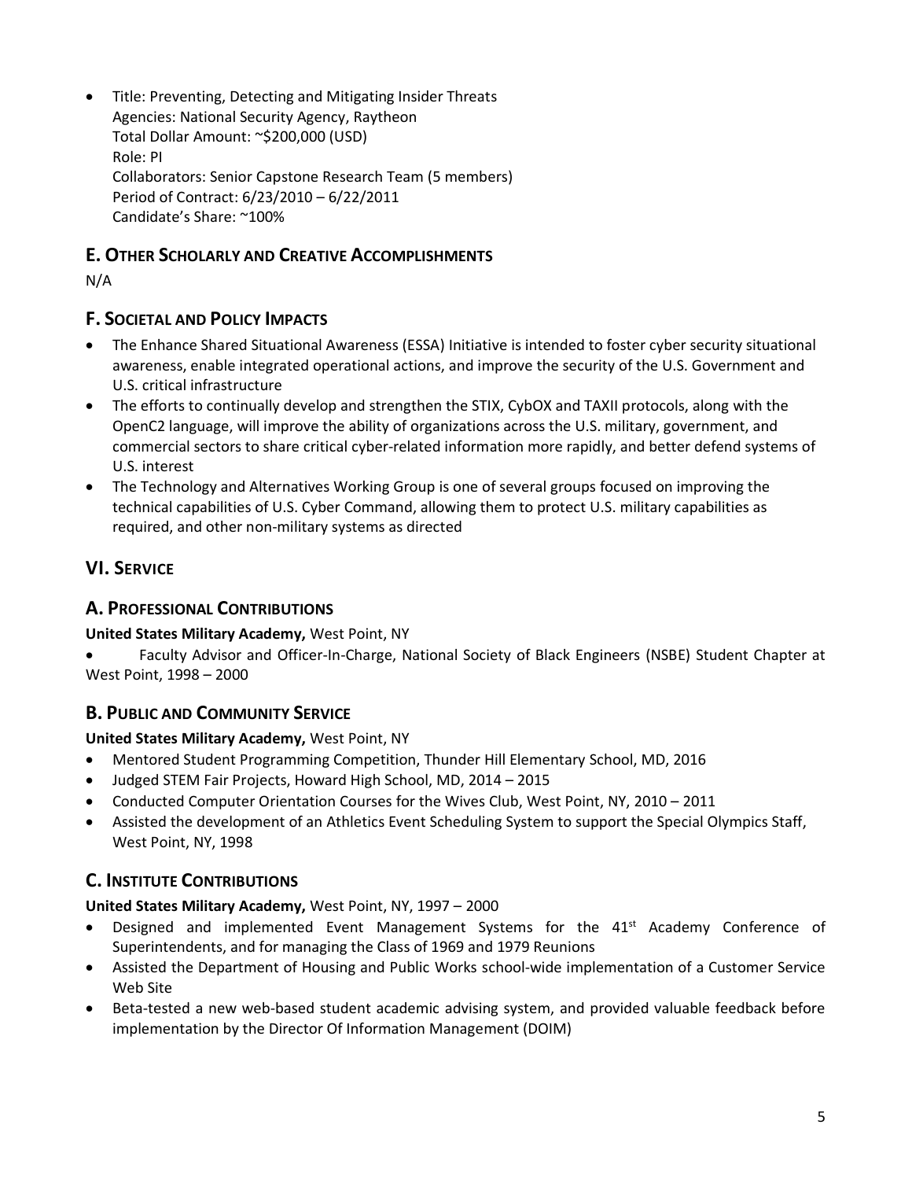- Title: Preventing, Detecting and Mitigating Insider Threats
  Agencies: National Security Agency, Raytheon
  Total Dollar Amount: ~$200,000 (USD)
  Role: PI
  Collaborators: Senior Capstone Research Team (5 members)
  Period of Contract: 6/23/2010 – 6/22/2011
  Candidate's Share: ~100%

## E. Other Scholarly and Creative Accomplishments

N/A

## F. Societal and Policy Impacts

- The Enhance Shared Situational Awareness (ESSA) Initiative is intended to foster cyber security situational awareness, enable integrated operational actions, and improve the security of the U.S. Government and U.S. critical infrastructure
- The efforts to continually develop and strengthen the STIX, CybOX and TAXII protocols, along with the OpenC2 language, will improve the ability of organizations across the U.S. military, government, and commercial sectors to share critical cyber-related information more rapidly, and better defend systems of U.S. interest
- The Technology and Alternatives Working Group is one of several groups focused on improving the technical capabilities of U.S. Cyber Command, allowing them to protect U.S. military capabilities as required, and other non-military systems as directed

# VI. Service

## A. Professional Contributions

**United States Military Academy,** West Point, NY

- Faculty Advisor and Officer-In-Charge, National Society of Black Engineers (NSBE) Student Chapter at West Point, 1998 – 2000

## B. Public and Community Service

**United States Military Academy,** West Point, NY

- Mentored Student Programming Competition, Thunder Hill Elementary School, MD, 2016
- Judged STEM Fair Projects, Howard High School, MD, 2014 – 2015
- Conducted Computer Orientation Courses for the Wives Club, West Point, NY, 2010 – 2011
- Assisted the development of an Athletics Event Scheduling System to support the Special Olympics Staff, West Point, NY, 1998

## C. Institute Contributions

**United States Military Academy,** West Point, NY, 1997 – 2000

- Designed and implemented Event Management Systems for the 41st Academy Conference of Superintendents, and for managing the Class of 1969 and 1979 Reunions
- Assisted the Department of Housing and Public Works school-wide implementation of a Customer Service Web Site
- Beta-tested a new web-based student academic advising system, and provided valuable feedback before implementation by the Director Of Information Management (DOIM)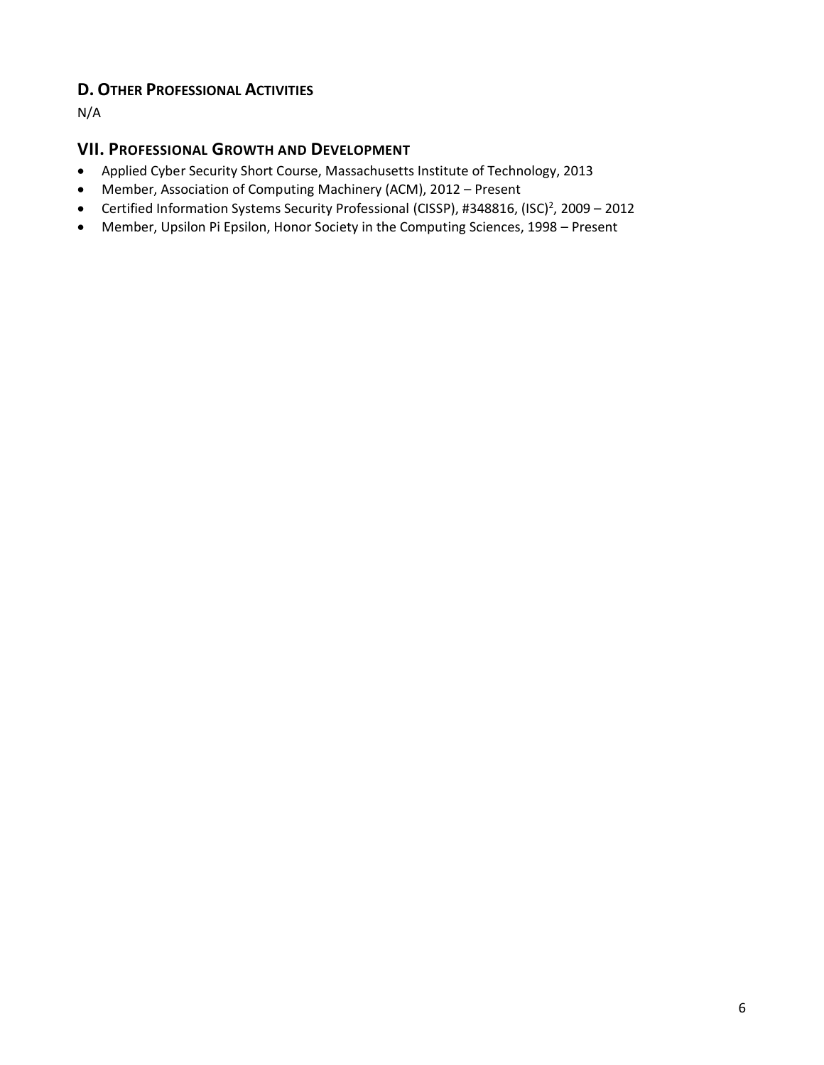### D. Other Professional Activities

N/A

## VII. Professional Growth and Development

- Applied Cyber Security Short Course, Massachusetts Institute of Technology, 2013
- Member, Association of Computing Machinery (ACM), 2012 – Present
- Certified Information Systems Security Professional (CISSP), #348816, $(ISC)^2$, 2009 – 2012
- Member, Upsilon Pi Epsilon, Honor Society in the Computing Sciences, 1998 – Present